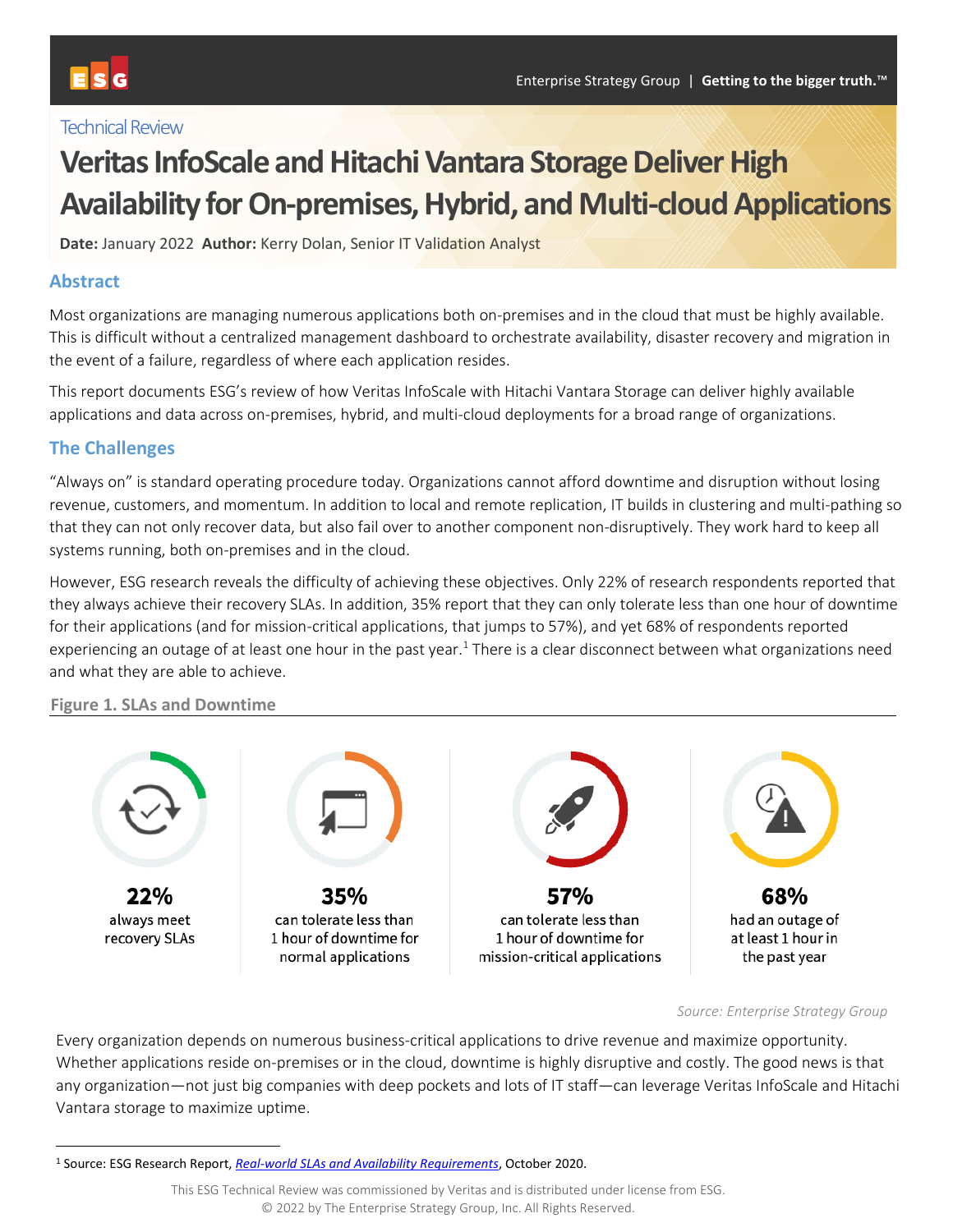Technical Review

# Veritas InfoScale and Hitachi Vantara Storage Deliver High Availability for On-premises, Hybrid, and Multi-cloud Applications

**Date:** January 2022 **Author:** Kerry Dolan, Senior IT Validation Analyst

## Abstract

Most organizations are managing numerous applications both on-premises and in the cloud that must be highly available. This is difficult without a centralized management dashboard to orchestrate availability, disaster recovery and migration in the event of a failure, regardless of where each application resides.

This report documents ESG's review of how Veritas InfoScale with Hitachi Vantara Storage can deliver highly available applications and data across on-premises, hybrid, and multi-cloud deployments for a broad range of organizations.

## The Challenges

"Always on" is standard operating procedure today. Organizations cannot afford downtime and disruption without losing revenue, customers, and momentum. In addition to local and remote replication, IT builds in clustering and multi-pathing so that they can not only recover data, but also fail over to another component non-disruptively. They work hard to keep all systems running, both on-premises and in the cloud.

However, ESG research reveals the difficulty of achieving these objectives. Only 22% of research respondents reported that they always achieve their recovery SLAs. In addition, 35% report that they can only tolerate less than one hour of downtime for their applications (and for mission-critical applications, that jumps to 57%), and yet 68% of respondents reported experiencing an outage of at least one hour in the past year.[1] There is a clear disconnect between what organizations need and what they are able to achieve.

**Figure 1. SLAs and Downtime**

**22%** always meet recovery SLAs

**35%** can tolerate less than 1 hour of downtime for normal applications

**57%** can tolerate less than 1 hour of downtime for mission-critical applications

**68%** had an outage of at least 1 hour in the past year

*Source: Enterprise Strategy Group*

Every organization depends on numerous business-critical applications to drive revenue and maximize opportunity. Whether applications reside on-premises or in the cloud, downtime is highly disruptive and costly. The good news is that any organization—not just big companies with deep pockets and lots of IT staff—can leverage Veritas InfoScale and Hitachi Vantara storage to maximize uptime.

---

[1] Source: ESG Research Report, *Real-world SLAs and Availability Requirements*, October 2020.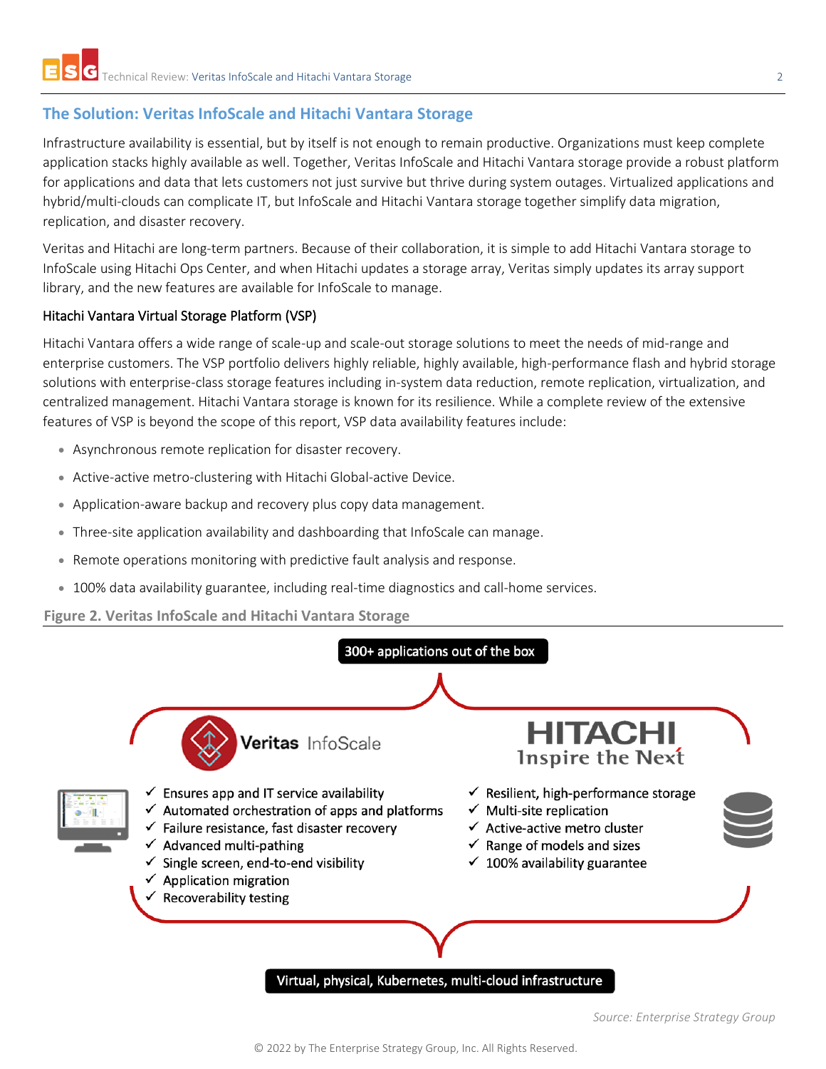## The Solution: Veritas InfoScale and Hitachi Vantara Storage

Infrastructure availability is essential, but by itself is not enough to remain productive. Organizations must keep complete application stacks highly available as well. Together, Veritas InfoScale and Hitachi Vantara storage provide a robust platform for applications and data that lets customers not just survive but thrive during system outages. Virtualized applications and hybrid/multi-clouds can complicate IT, but InfoScale and Hitachi Vantara storage together simplify data migration, replication, and disaster recovery.

Veritas and Hitachi are long-term partners. Because of their collaboration, it is simple to add Hitachi Vantara storage to InfoScale using Hitachi Ops Center, and when Hitachi updates a storage array, Veritas simply updates its array support library, and the new features are available for InfoScale to manage.

### Hitachi Vantara Virtual Storage Platform (VSP)

Hitachi Vantara offers a wide range of scale-up and scale-out storage solutions to meet the needs of mid-range and enterprise customers. The VSP portfolio delivers highly reliable, highly available, high-performance flash and hybrid storage solutions with enterprise-class storage features including in-system data reduction, remote replication, virtualization, and centralized management. Hitachi Vantara storage is known for its resilience. While a complete review of the extensive features of VSP is beyond the scope of this report, VSP data availability features include:

- Asynchronous remote replication for disaster recovery.
- Active-active metro-clustering with Hitachi Global-active Device.
- Application-aware backup and recovery plus copy data management.
- Three-site application availability and dashboarding that InfoScale can manage.
- Remote operations monitoring with predictive fault analysis and response.
- 100% data availability guarantee, including real-time diagnostics and call-home services.

**Figure 2. Veritas InfoScale and Hitachi Vantara Storage**

300+ applications out of the box

Veritas InfoScale
- ✓ Ensures app and IT service availability
- ✓ Automated orchestration of apps and platforms
- ✓ Failure resistance, fast disaster recovery
- ✓ Advanced multi-pathing
- ✓ Single screen, end-to-end visibility
- ✓ Application migration
- ✓ Recoverability testing

HITACHI Inspire the Next
- ✓ Resilient, high-performance storage
- ✓ Multi-site replication
- ✓ Active-active metro cluster
- ✓ Range of models and sizes
- ✓ 100% availability guarantee

Virtual, physical, Kubernetes, multi-cloud infrastructure

*Source: Enterprise Strategy Group*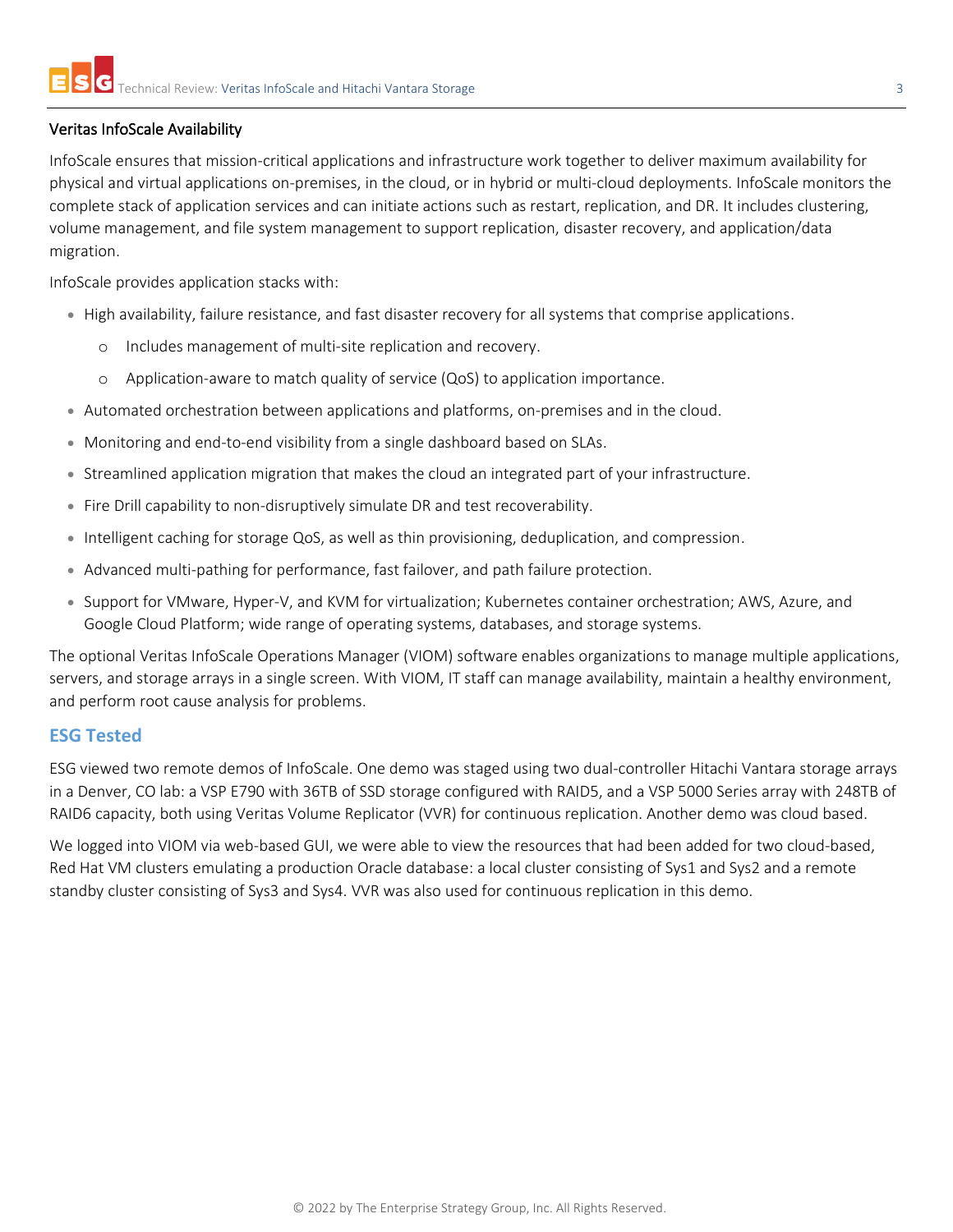### Veritas InfoScale Availability

InfoScale ensures that mission-critical applications and infrastructure work together to deliver maximum availability for physical and virtual applications on-premises, in the cloud, or in hybrid or multi-cloud deployments. InfoScale monitors the complete stack of application services and can initiate actions such as restart, replication, and DR. It includes clustering, volume management, and file system management to support replication, disaster recovery, and application/data migration.

InfoScale provides application stacks with:

- High availability, failure resistance, and fast disaster recovery for all systems that comprise applications.
    - Includes management of multi-site replication and recovery.
    - Application-aware to match quality of service (QoS) to application importance.
- Automated orchestration between applications and platforms, on-premises and in the cloud.
- Monitoring and end-to-end visibility from a single dashboard based on SLAs.
- Streamlined application migration that makes the cloud an integrated part of your infrastructure.
- Fire Drill capability to non-disruptively simulate DR and test recoverability.
- Intelligent caching for storage QoS, as well as thin provisioning, deduplication, and compression.
- Advanced multi-pathing for performance, fast failover, and path failure protection.
- Support for VMware, Hyper-V, and KVM for virtualization; Kubernetes container orchestration; AWS, Azure, and Google Cloud Platform; wide range of operating systems, databases, and storage systems.

The optional Veritas InfoScale Operations Manager (VIOM) software enables organizations to manage multiple applications, servers, and storage arrays in a single screen. With VIOM, IT staff can manage availability, maintain a healthy environment, and perform root cause analysis for problems.

## ESG Tested

ESG viewed two remote demos of InfoScale. One demo was staged using two dual-controller Hitachi Vantara storage arrays in a Denver, CO lab: a VSP E790 with 36TB of SSD storage configured with RAID5, and a VSP 5000 Series array with 248TB of RAID6 capacity, both using Veritas Volume Replicator (VVR) for continuous replication. Another demo was cloud based.

We logged into VIOM via web-based GUI, we were able to view the resources that had been added for two cloud-based, Red Hat VM clusters emulating a production Oracle database: a local cluster consisting of Sys1 and Sys2 and a remote standby cluster consisting of Sys3 and Sys4. VVR was also used for continuous replication in this demo.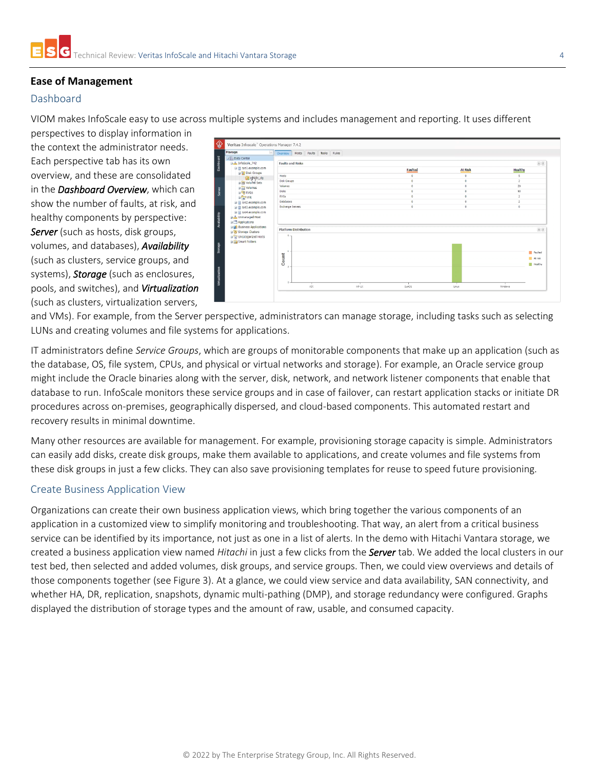## Ease of Management

### Dashboard

VIOM makes InfoScale easy to use across multiple systems and includes management and reporting. It uses different perspectives to display information in the context the administrator needs. Each perspective tab has its own overview, and these are consolidated in the ***Dashboard Overview***, which can show the number of faults, at risk, and healthy components by perspective: ***Server*** (such as hosts, disk groups, volumes, and databases), ***Availability*** (such as clusters, service groups, and systems), ***Storage*** (such as enclosures, pools, and switches), and ***Virtualization*** (such as clusters, virtualization servers, and VMs). For example, from the Server perspective, administrators can manage storage, including tasks such as selecting LUNs and creating volumes and file systems for applications.

IT administrators define *Service Groups*, which are groups of monitorable components that make up an application (such as the database, OS, file system, CPUs, and physical or virtual networks and storage). For example, an Oracle service group might include the Oracle binaries along with the server, disk, network, and network listener components that enable that database to run. InfoScale monitors these service groups and in case of failover, can restart application stacks or initiate DR procedures across on-premises, geographically dispersed, and cloud-based components. This automated restart and recovery results in minimal downtime.

Many other resources are available for management. For example, provisioning storage capacity is simple. Administrators can easily add disks, create disk groups, make them available to applications, and create volumes and file systems from these disk groups in just a few clicks. They can also save provisioning templates for reuse to speed future provisioning.

### Create Business Application View

Organizations can create their own business application views, which bring together the various components of an application in a customized view to simplify monitoring and troubleshooting. That way, an alert from a critical business service can be identified by its importance, not just as one in a list of alerts. In the demo with Hitachi Vantara storage, we created a business application view named *Hitachi* in just a few clicks from the ***Server*** tab. We added the local clusters in our test bed, then selected and added volumes, disk groups, and service groups. Then, we could view overviews and details of those components together (see Figure 3). At a glance, we could view service and data availability, SAN connectivity, and whether HA, DR, replication, snapshots, dynamic multi-pathing (DMP), and storage redundancy were configured. Graphs displayed the distribution of storage types and the amount of raw, usable, and consumed capacity.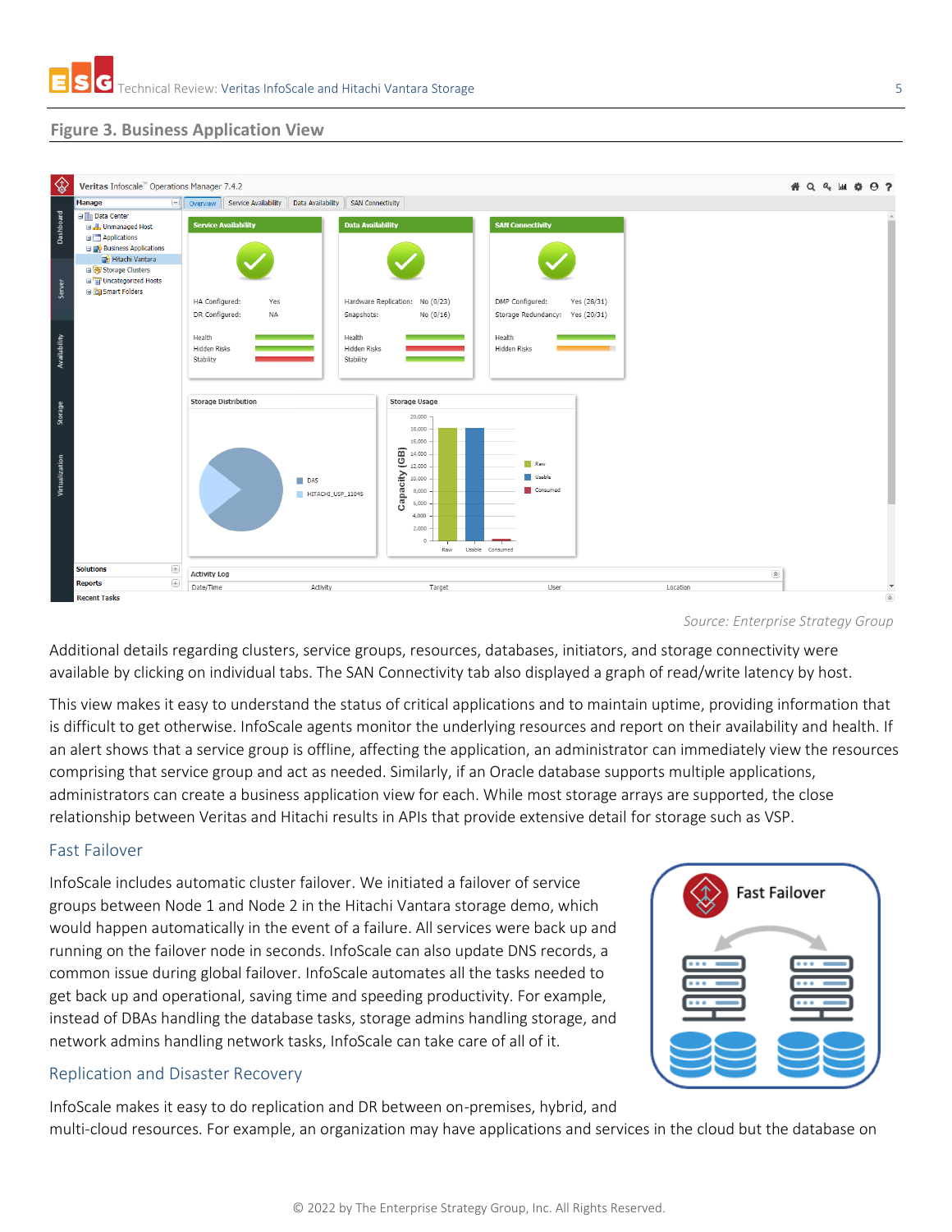**Figure 3. Business Application View**

Source: Enterprise Strategy Group

Additional details regarding clusters, service groups, resources, databases, initiators, and storage connectivity were available by clicking on individual tabs. The SAN Connectivity tab also displayed a graph of read/write latency by host.

This view makes it easy to understand the status of critical applications and to maintain uptime, providing information that is difficult to get otherwise. InfoScale agents monitor the underlying resources and report on their availability and health. If an alert shows that a service group is offline, affecting the application, an administrator can immediately view the resources comprising that service group and act as needed. Similarly, if an Oracle database supports multiple applications, administrators can create a business application view for each. While most storage arrays are supported, the close relationship between Veritas and Hitachi results in APIs that provide extensive detail for storage such as VSP.

## Fast Failover

InfoScale includes automatic cluster failover. We initiated a failover of service groups between Node 1 and Node 2 in the Hitachi Vantara storage demo, which would happen automatically in the event of a failure. All services were back up and running on the failover node in seconds. InfoScale can also update DNS records, a common issue during global failover. InfoScale automates all the tasks needed to get back up and operational, saving time and speeding productivity. For example, instead of DBAs handling the database tasks, storage admins handling storage, and network admins handling network tasks, InfoScale can take care of all of it.

## Replication and Disaster Recovery

InfoScale makes it easy to do replication and DR between on-premises, hybrid, and multi-cloud resources. For example, an organization may have applications and services in the cloud but the database on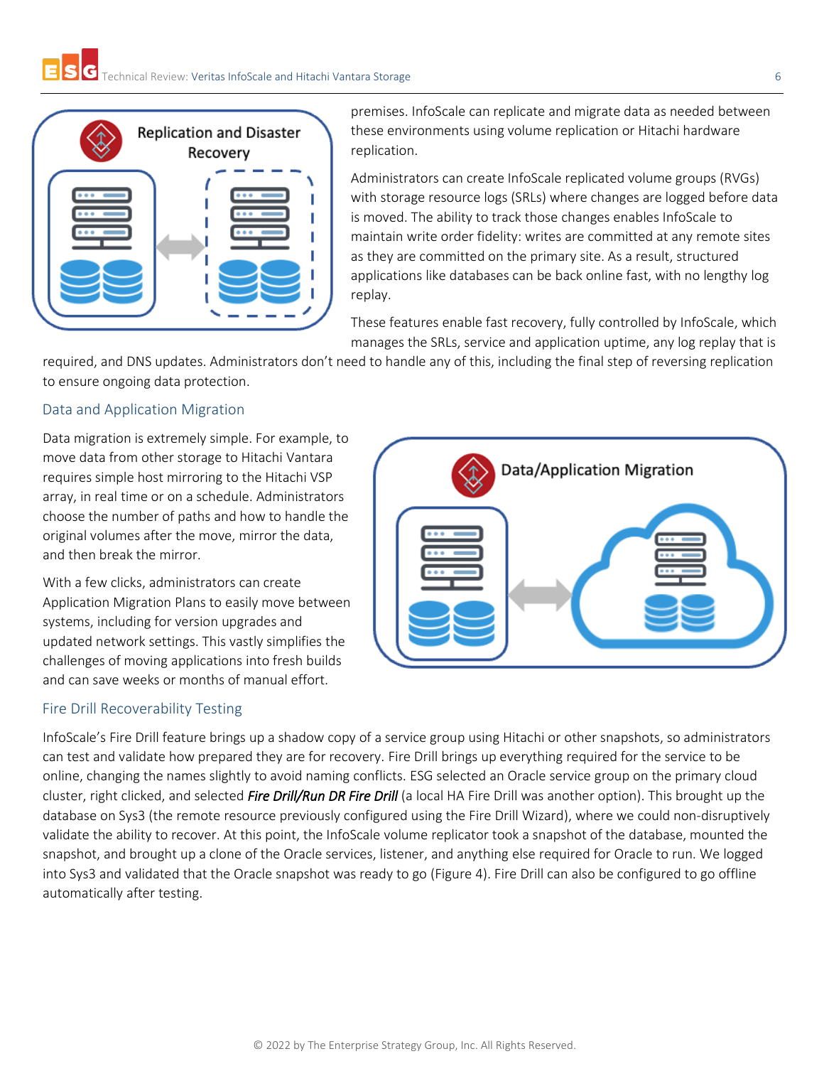premises. InfoScale can replicate and migrate data as needed between these environments using volume replication or Hitachi hardware replication.

Administrators can create InfoScale replicated volume groups (RVGs) with storage resource logs (SRLs) where changes are logged before data is moved. The ability to track those changes enables InfoScale to maintain write order fidelity: writes are committed at any remote sites as they are committed on the primary site. As a result, structured applications like databases can be back online fast, with no lengthy log replay.

These features enable fast recovery, fully controlled by InfoScale, which manages the SRLs, service and application uptime, any log replay that is required, and DNS updates. Administrators don't need to handle any of this, including the final step of reversing replication to ensure ongoing data protection.

## Data and Application Migration

Data migration is extremely simple. For example, to move data from other storage to Hitachi Vantara requires simple host mirroring to the Hitachi VSP array, in real time or on a schedule. Administrators choose the number of paths and how to handle the original volumes after the move, mirror the data, and then break the mirror.

With a few clicks, administrators can create Application Migration Plans to easily move between systems, including for version upgrades and updated network settings. This vastly simplifies the challenges of moving applications into fresh builds and can save weeks or months of manual effort.

## Fire Drill Recoverability Testing

InfoScale's Fire Drill feature brings up a shadow copy of a service group using Hitachi or other snapshots, so administrators can test and validate how prepared they are for recovery. Fire Drill brings up everything required for the service to be online, changing the names slightly to avoid naming conflicts. ESG selected an Oracle service group on the primary cloud cluster, right clicked, and selected ***Fire Drill/Run DR Fire Drill*** (a local HA Fire Drill was another option). This brought up the database on Sys3 (the remote resource previously configured using the Fire Drill Wizard), where we could non-disruptively validate the ability to recover. At this point, the InfoScale volume replicator took a snapshot of the database, mounted the snapshot, and brought up a clone of the Oracle services, listener, and anything else required for Oracle to run. We logged into Sys3 and validated that the Oracle snapshot was ready to go (Figure 4). Fire Drill can also be configured to go offline automatically after testing.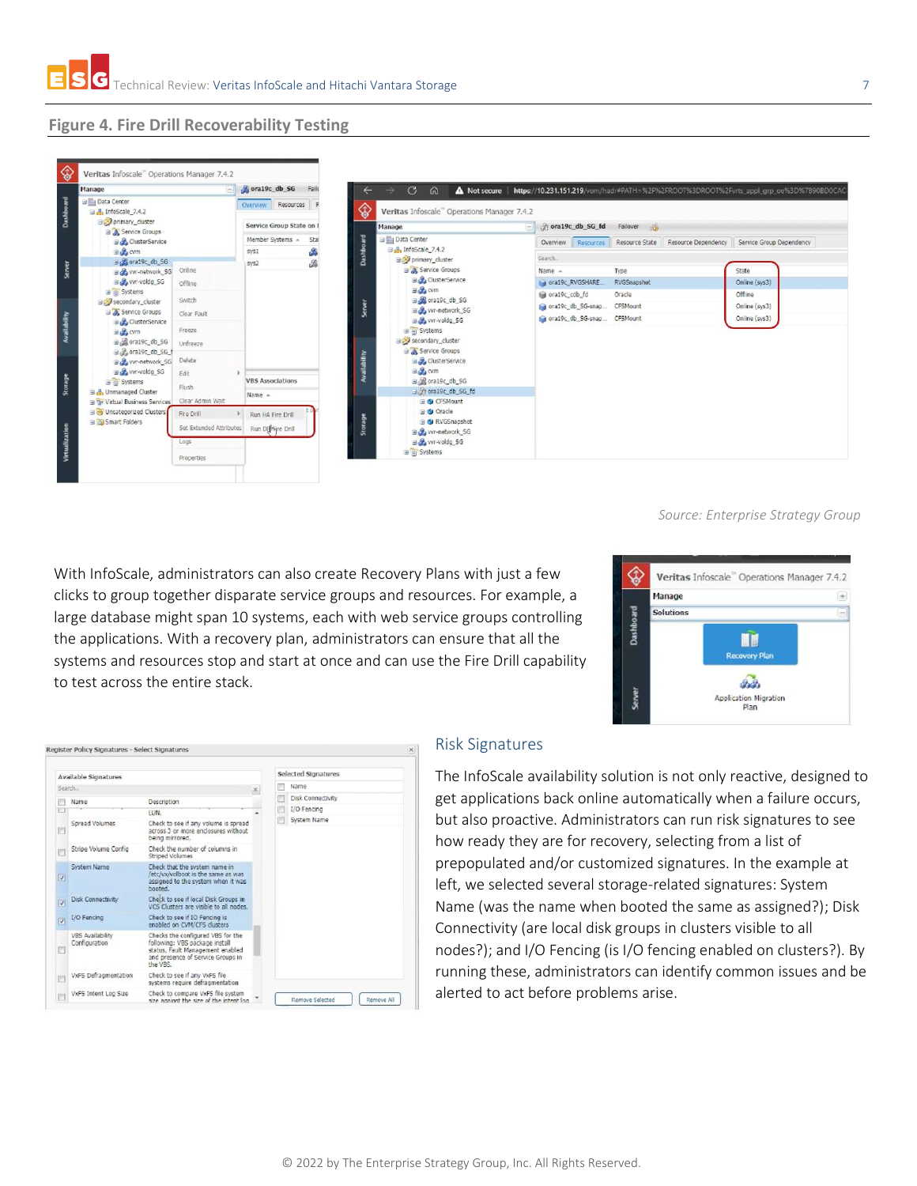## Figure 4. Fire Drill Recoverability Testing

Source: Enterprise Strategy Group

With InfoScale, administrators can also create Recovery Plans with just a few clicks to group together disparate service groups and resources. For example, a large database might span 10 systems, each with web service groups controlling the applications. With a recovery plan, administrators can ensure that all the systems and resources stop and start at once and can use the Fire Drill capability to test across the entire stack.

### Risk Signatures

The InfoScale availability solution is not only reactive, designed to get applications back online automatically when a failure occurs, but also proactive. Administrators can run risk signatures to see how ready they are for recovery, selecting from a list of prepopulated and/or customized signatures. In the example at left, we selected several storage-related signatures: System Name (was the name when booted the same as assigned?); Disk Connectivity (are local disk groups in clusters visible to all nodes?); and I/O Fencing (is I/O fencing enabled on clusters?). By running these, administrators can identify common issues and be alerted to act before problems arise.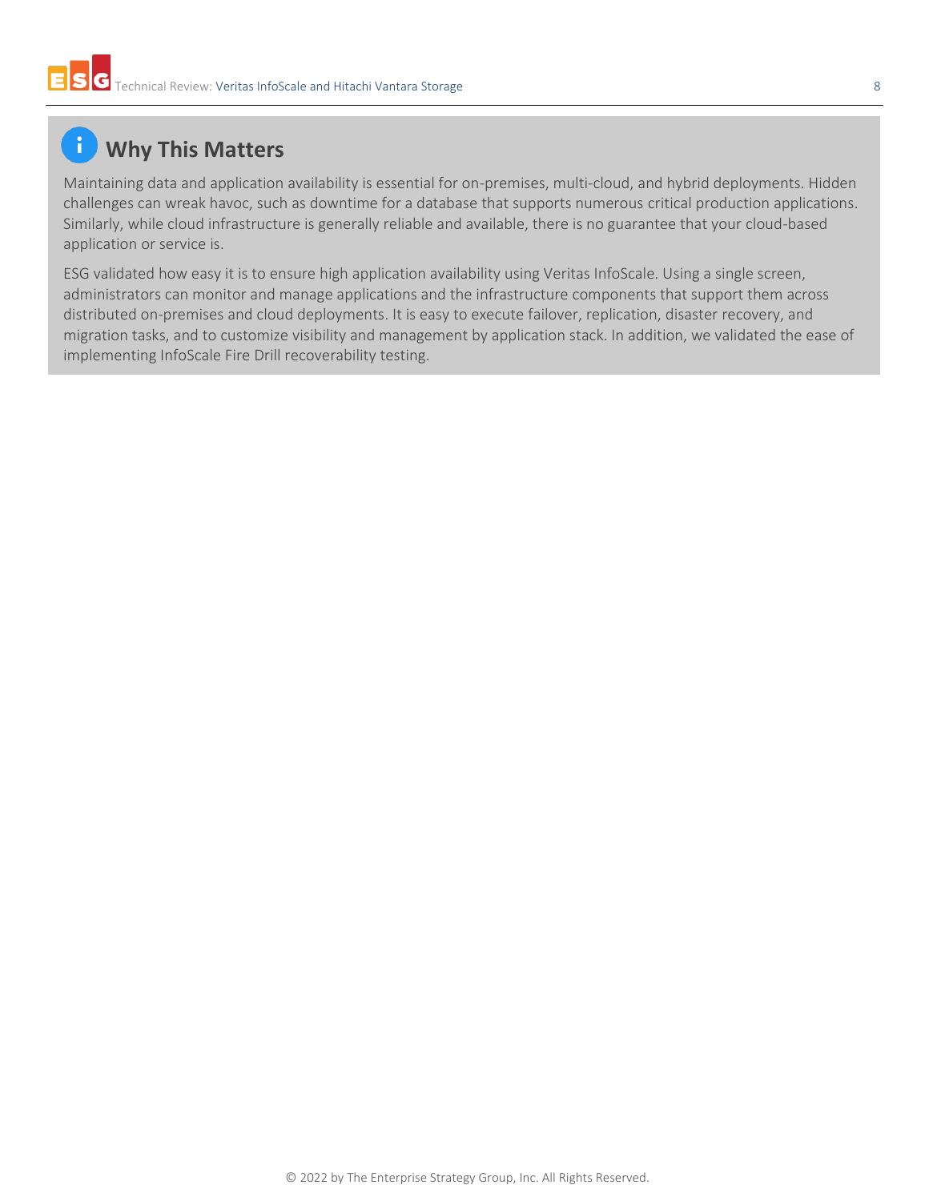## Why This Matters

Maintaining data and application availability is essential for on-premises, multi-cloud, and hybrid deployments. Hidden challenges can wreak havoc, such as downtime for a database that supports numerous critical production applications. Similarly, while cloud infrastructure is generally reliable and available, there is no guarantee that your cloud-based application or service is.

ESG validated how easy it is to ensure high application availability using Veritas InfoScale. Using a single screen, administrators can monitor and manage applications and the infrastructure components that support them across distributed on-premises and cloud deployments. It is easy to execute failover, replication, disaster recovery, and migration tasks, and to customize visibility and management by application stack. In addition, we validated the ease of implementing InfoScale Fire Drill recoverability testing.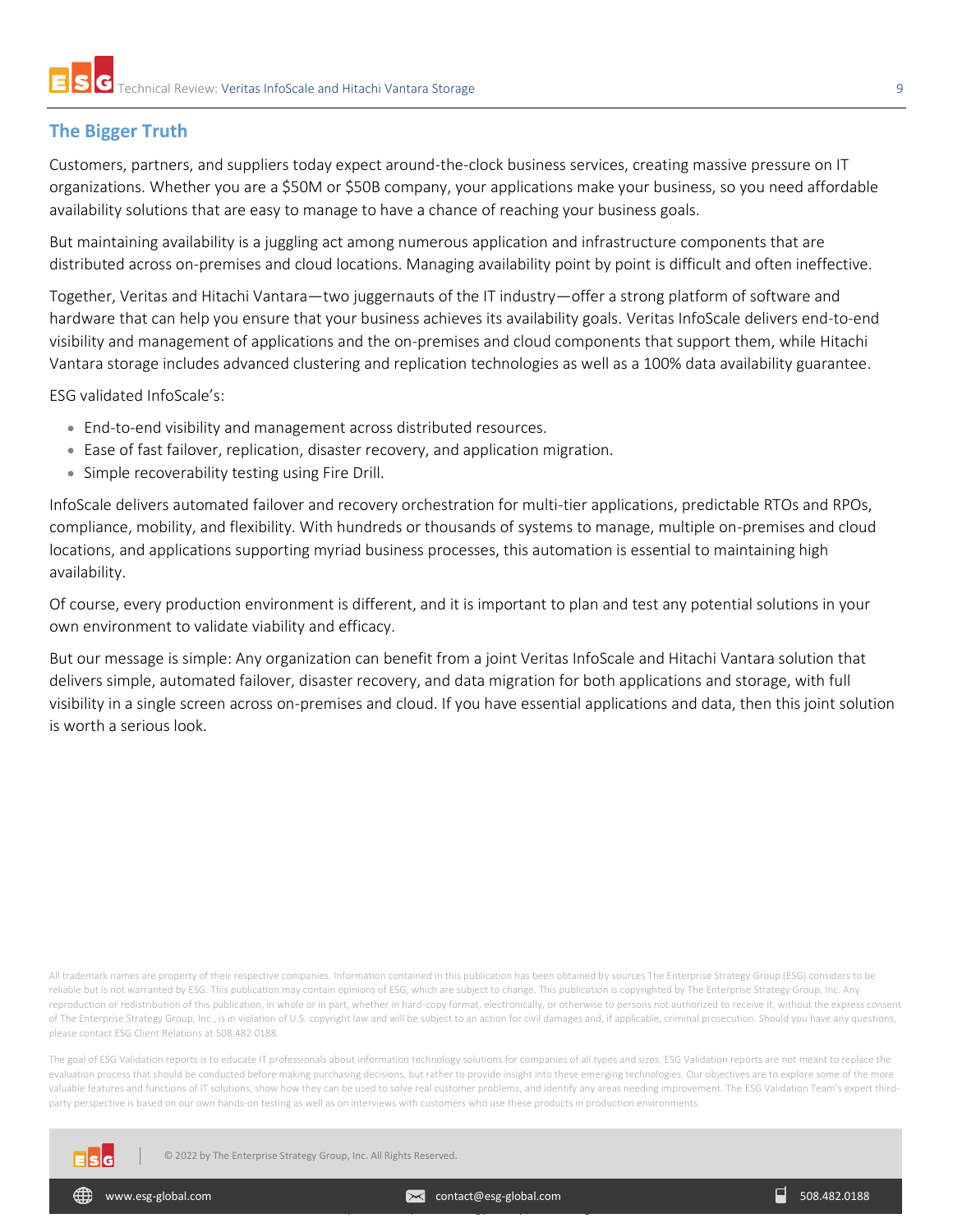## The Bigger Truth

Customers, partners, and suppliers today expect around-the-clock business services, creating massive pressure on IT organizations. Whether you are a $50M or $50B company, your applications make your business, so you need affordable availability solutions that are easy to manage to have a chance of reaching your business goals.

But maintaining availability is a juggling act among numerous application and infrastructure components that are distributed across on-premises and cloud locations. Managing availability point by point is difficult and often ineffective.

Together, Veritas and Hitachi Vantara—two juggernauts of the IT industry—offer a strong platform of software and hardware that can help you ensure that your business achieves its availability goals. Veritas InfoScale delivers end-to-end visibility and management of applications and the on-premises and cloud components that support them, while Hitachi Vantara storage includes advanced clustering and replication technologies as well as a 100% data availability guarantee.

ESG validated InfoScale's:

- End-to-end visibility and management across distributed resources.
- Ease of fast failover, replication, disaster recovery, and application migration.
- Simple recoverability testing using Fire Drill.

InfoScale delivers automated failover and recovery orchestration for multi-tier applications, predictable RTOs and RPOs, compliance, mobility, and flexibility. With hundreds or thousands of systems to manage, multiple on-premises and cloud locations, and applications supporting myriad business processes, this automation is essential to maintaining high availability.

Of course, every production environment is different, and it is important to plan and test any potential solutions in your own environment to validate viability and efficacy.

But our message is simple: Any organization can benefit from a joint Veritas InfoScale and Hitachi Vantara solution that delivers simple, automated failover, disaster recovery, and data migration for both applications and storage, with full visibility in a single screen across on-premises and cloud. If you have essential applications and data, then this joint solution is worth a serious look.

All trademark names are property of their respective companies. Information contained in this publication has been obtained by sources The Enterprise Strategy Group (ESG) considers to be reliable but is not warranted by ESG. This publication may contain opinions of ESG, which are subject to change. This publication is copyrighted by The Enterprise Strategy Group, Inc. Any reproduction or redistribution of this publication, in whole or in part, whether in hard-copy format, electronically, or otherwise to persons not authorized to receive it, without the express consent of The Enterprise Strategy Group, Inc., is in violation of U.S. copyright law and will be subject to an action for civil damages and, if applicable, criminal prosecution. Should you have any questions, please contact ESG Client Relations at 508.482.0188.

The goal of ESG Validation reports is to educate IT professionals about information technology solutions for companies of all types and sizes. ESG Validation reports are not meant to replace the evaluation process that should be conducted before making purchasing decisions, but rather to provide insight into these emerging technologies. Our objectives are to explore some of the more valuable features and functions of IT solutions, show how they can be used to solve real customer problems, and identify any areas needing improvement. The ESG Validation Team's expert third-party perspective is based on our own hands-on testing as well as on interviews with customers who use these products in production environments.

© 2022 by The Enterprise Strategy Group, Inc. All Rights Reserved.

www.esg-global.com contact@esg-global.com 508.482.0188